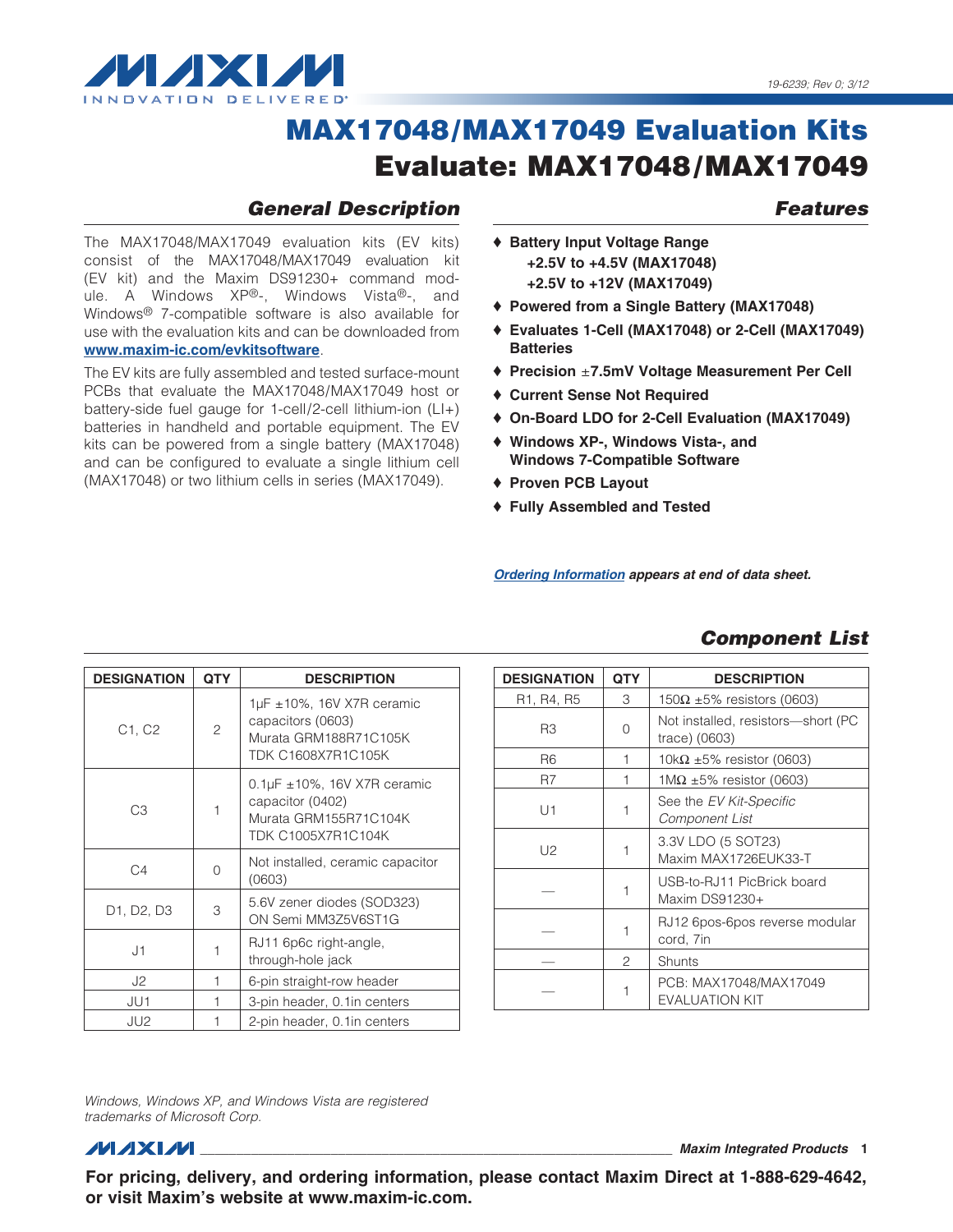# MAX17048/MAX17049 Evaluation Kits

# Evaluate: MAX17048/MAX17049

## General Description

The MAX17048/MAX17049 evaluation kits (EV kits) consist of the MAX17048/MAX17049 evaluation kit (EV kit) and the Maxim DS91230+ command module. A Windows XP®-, Windows Vista®-, and Windows® 7-compatible software is also available for use with the evaluation kits and can be downloaded from **www.maxim-ic.com/evkitsoftware**.

The EV kits are fully assembled and tested surface-mount PCBs that evaluate the MAX17048/MAX17049 host or battery-side fuel gauge for 1-cell/2-cell lithium-ion (LI+) batteries in handheld and portable equipment. The EV kits can be powered from a single battery (MAX17048) and can be configured to evaluate a single lithium cell (MAX17048) or two lithium cells in series (MAX17049).

## Features

- ♦ **Battery Input Voltage Range**
  **+2.5V to +4.5V (MAX17048)**
  **+2.5V to +12V (MAX17049)**
- ♦ **Powered from a Single Battery (MAX17048)**
- ♦ **Evaluates 1-Cell (MAX17048) or 2-Cell (MAX17049) Batteries**
- ♦ **Precision ±7.5mV Voltage Measurement Per Cell**
- ♦ **Current Sense Not Required**
- ♦ **On-Board LDO for 2-Cell Evaluation (MAX17049)**
- ♦ **Windows XP-, Windows Vista-, and Windows 7-Compatible Software**
- ♦ **Proven PCB Layout**
- ♦ **Fully Assembled and Tested**

*Ordering Information* ***appears at end of data sheet.***

## Component List

| DESIGNATION | QTY | DESCRIPTION |
|---|---|---|
| C1, C2 | 2 | 1µF ±10%, 16V X7R ceramic capacitors (0603) Murata GRM188R71C105K TDK C1608X7R1C105K |
| C3 | 1 | 0.1µF ±10%, 16V X7R ceramic capacitor (0402) Murata GRM155R71C104K TDK C1005X7R1C104K |
| C4 | 0 | Not installed, ceramic capacitor (0603) |
| D1, D2, D3 | 3 | 5.6V zener diodes (SOD323) ON Semi MM3Z5V6ST1G |
| J1 | 1 | RJ11 6p6c right-angle, through-hole jack |
| J2 | 1 | 6-pin straight-row header |
| JU1 | 1 | 3-pin header, 0.1in centers |
| JU2 | 1 | 2-pin header, 0.1in centers |
| R1, R4, R5 | 3 | 150Ω ±5% resistors (0603) |
| R3 | 0 | Not installed, resistors—short (PC trace) (0603) |
| R6 | 1 | 10kΩ ±5% resistor (0603) |
| R7 | 1 | 1MΩ ±5% resistor (0603) |
| U1 | 1 | See the *EV Kit-Specific Component List* |
| U2 | 1 | 3.3V LDO (5 SOT23) Maxim MAX1726EUK33-T |
| — | 1 | USB-to-RJ11 PicBrick board Maxim DS91230+ |
| — | 1 | RJ12 6pos-6pos reverse modular cord, 7in |
| — | 2 | Shunts |
| — | 1 | PCB: MAX17048/MAX17049 EVALUATION KIT |

*Windows, Windows XP, and Windows Vista are registered trademarks of Microsoft Corp.*

**For pricing, delivery, and ordering information, please contact Maxim Direct at 1-888-629-4642, or visit Maxim's website at www.maxim-ic.com.**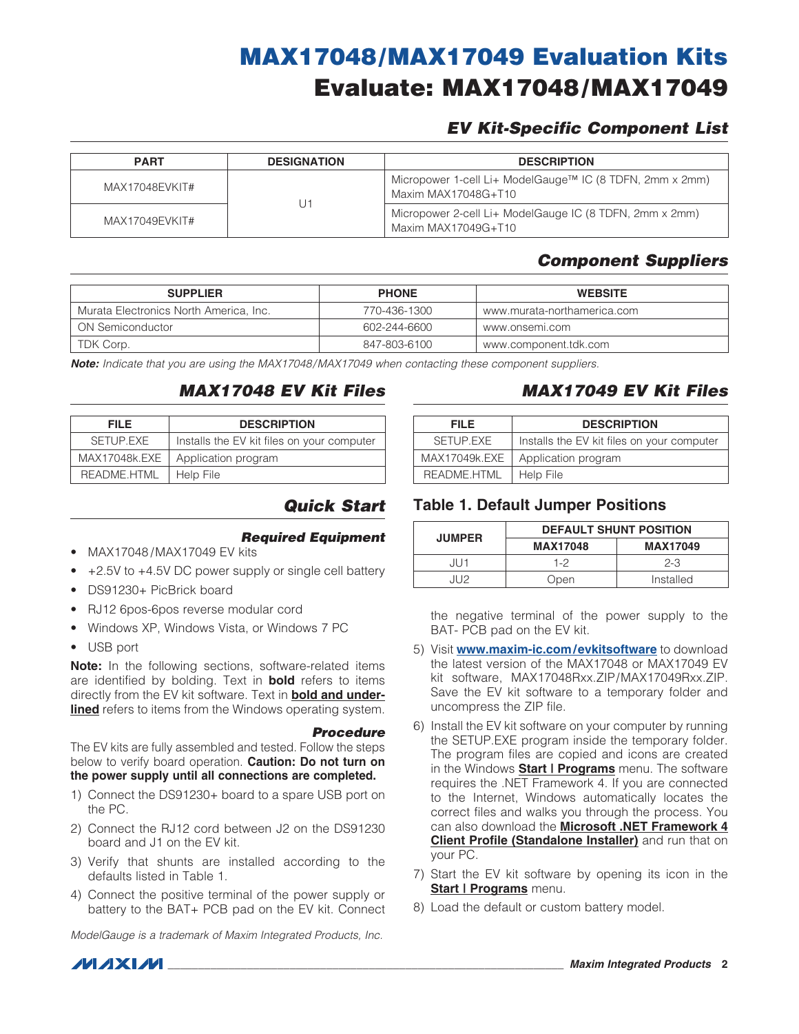## EV Kit-Specific Component List

| PART | DESIGNATION | DESCRIPTION |
| --- | --- | --- |
| MAX17048EVKIT# | U1 | Micropower 1-cell Li+ ModelGauge™ IC (8 TDFN, 2mm x 2mm) Maxim MAX17048G+T10 |
| MAX17049EVKIT# | | Micropower 2-cell Li+ ModelGauge IC (8 TDFN, 2mm x 2mm) Maxim MAX17049G+T10 |

## Component Suppliers

| SUPPLIER | PHONE | WEBSITE |
| --- | --- | --- |
| Murata Electronics North America, Inc. | 770-436-1300 | www.murata-northamerica.com |
| ON Semiconductor | 602-244-6600 | www.onsemi.com |
| TDK Corp. | 847-803-6100 | www.component.tdk.com |

***Note:** Indicate that you are using the MAX17048/MAX17049 when contacting these component suppliers.*

## MAX17048 EV Kit Files

| FILE | DESCRIPTION |
| --- | --- |
| SETUP.EXE | Installs the EV kit files on your computer |
| MAX17048k.EXE | Application program |
| README.HTML | Help File |

## MAX17049 EV Kit Files

| FILE | DESCRIPTION |
| --- | --- |
| SETUP.EXE | Installs the EV kit files on your computer |
| MAX17049k.EXE | Application program |
| README.HTML | Help File |

## Quick Start

### Required Equipment

- MAX17048/MAX17049 EV kits
- +2.5V to +4.5V DC power supply or single cell battery
- DS91230+ PicBrick board
- RJ12 6pos-6pos reverse modular cord
- Windows XP, Windows Vista, or Windows 7 PC
- USB port

**Note:** In the following sections, software-related items are identified by bolding. Text in **bold** refers to items directly from the EV kit software. Text in **<u>bold and underlined</u>** refers to items from the Windows operating system.

### Procedure

The EV kits are fully assembled and tested. Follow the steps below to verify board operation. **Caution: Do not turn on the power supply until all connections are completed.**

1) Connect the DS91230+ board to a spare USB port on the PC.
2) Connect the RJ12 cord between J2 on the DS91230 board and J1 on the EV kit.
3) Verify that shunts are installed according to the defaults listed in Table 1.
4) Connect the positive terminal of the power supply or battery to the BAT+ PCB pad on the EV kit. Connect the negative terminal of the power supply to the BAT- PCB pad on the EV kit.
5) Visit **www.maxim-ic.com/evkitsoftware** to download the latest version of the MAX17048 or MAX17049 EV kit software, MAX17048Rxx.ZIP/MAX17049Rxx.ZIP. Save the EV kit software to a temporary folder and uncompress the ZIP file.
6) Install the EV kit software on your computer by running the SETUP.EXE program inside the temporary folder. The program files are copied and icons are created in the Windows **<u>Start | Programs</u>** menu. The software requires the .NET Framework 4. If you are connected to the Internet, Windows automatically locates the correct files and walks you through the process. You can also download the **<u>Microsoft .NET Framework 4 Client Profile (Standalone Installer)</u>** and run that on your PC.
7) Start the EV kit software by opening its icon in the **<u>Start | Programs</u>** menu.
8) Load the default or custom battery model.

### Table 1. Default Jumper Positions

| JUMPER | DEFAULT SHUNT POSITION | |
| --- | --- | --- |
| | MAX17048 | MAX17049 |
| JU1 | 1-2 | 2-3 |
| JU2 | Open | Installed |

*ModelGauge is a trademark of Maxim Integrated Products, Inc.*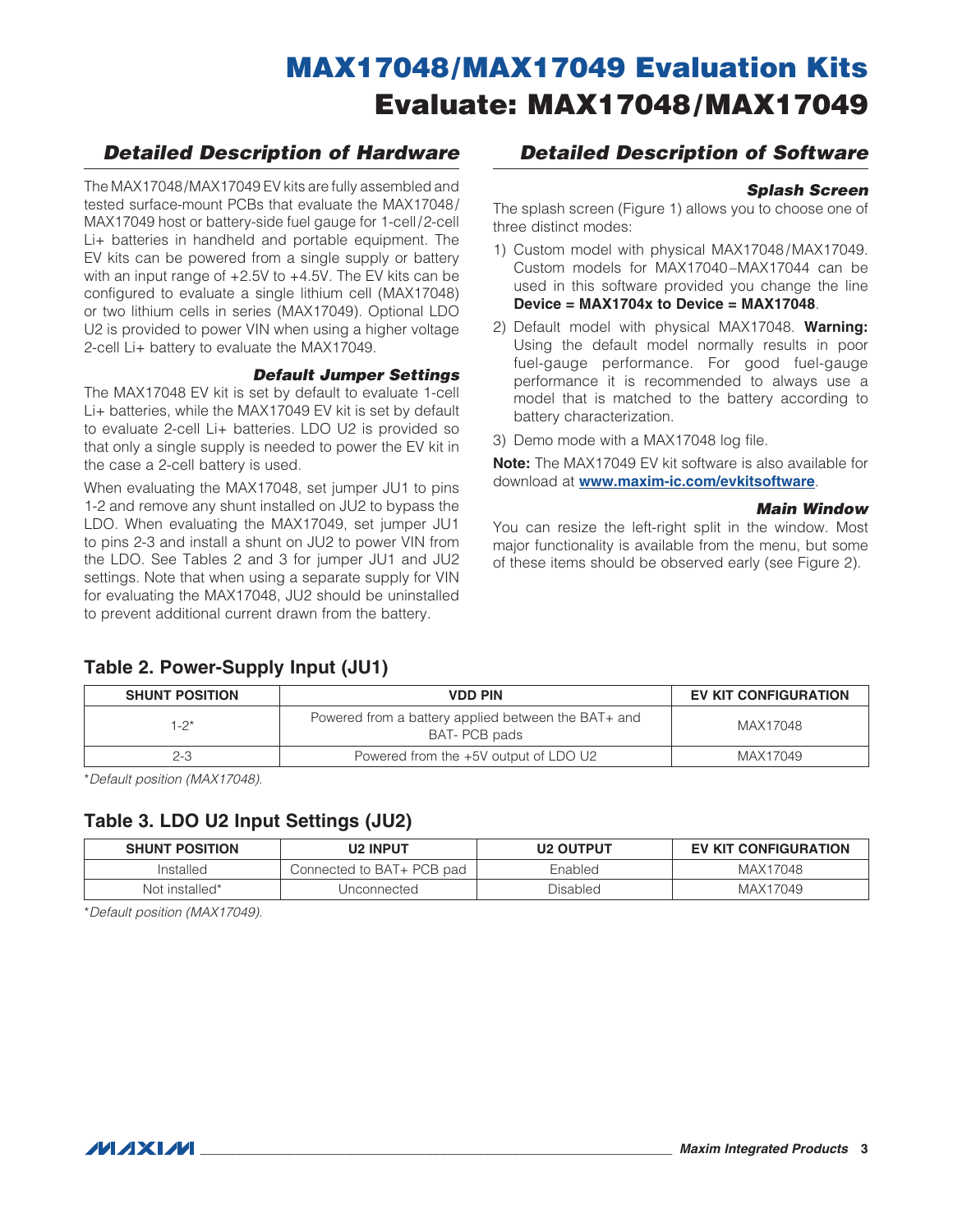## Detailed Description of Hardware

The MAX17048/MAX17049 EV kits are fully assembled and tested surface-mount PCBs that evaluate the MAX17048/MAX17049 host or battery-side fuel gauge for 1-cell/2-cell Li+ batteries in handheld and portable equipment. The EV kits can be powered from a single supply or battery with an input range of +2.5V to +4.5V. The EV kits can be configured to evaluate a single lithium cell (MAX17048) or two lithium cells in series (MAX17049). Optional LDO U2 is provided to power VIN when using a higher voltage 2-cell Li+ battery to evaluate the MAX17049.

### Default Jumper Settings

The MAX17048 EV kit is set by default to evaluate 1-cell Li+ batteries, while the MAX17049 EV kit is set by default to evaluate 2-cell Li+ batteries. LDO U2 is provided so that only a single supply is needed to power the EV kit in the case a 2-cell battery is used.

When evaluating the MAX17048, set jumper JU1 to pins 1-2 and remove any shunt installed on JU2 to bypass the LDO. When evaluating the MAX17049, set jumper JU1 to pins 2-3 and install a shunt on JU2 to power VIN from the LDO. See Tables 2 and 3 for jumper JU1 and JU2 settings. Note that when using a separate supply for VIN for evaluating the MAX17048, JU2 should be uninstalled to prevent additional current drawn from the battery.

## Detailed Description of Software

### Splash Screen

The splash screen (Figure 1) allows you to choose one of three distinct modes:

1) Custom model with physical MAX17048/MAX17049. Custom models for MAX17040–MAX17044 can be used in this software provided you change the line **Device = MAX1704x to Device = MAX17048**.
2) Default model with physical MAX17048. **Warning:** Using the default model normally results in poor fuel-gauge performance. For good fuel-gauge performance it is recommended to always use a model that is matched to the battery according to battery characterization.
3) Demo mode with a MAX17048 log file.

**Note:** The MAX17049 EV kit software is also available for download at **www.maxim-ic.com/evkitsoftware**.

### Main Window

You can resize the left-right split in the window. Most major functionality is available from the menu, but some of these items should be observed early (see Figure 2).

### Table 2. Power-Supply Input (JU1)

| SHUNT POSITION | VDD PIN | EV KIT CONFIGURATION |
|---|---|---|
| 1-2* | Powered from a battery applied between the BAT+ and BAT- PCB pads | MAX17048 |
| 2-3 | Powered from the +5V output of LDO U2 | MAX17049 |

*Default position (MAX17048).

### Table 3. LDO U2 Input Settings (JU2)

| SHUNT POSITION | U2 INPUT | U2 OUTPUT | EV KIT CONFIGURATION |
|---|---|---|---|
| Installed | Connected to BAT+ PCB pad | Enabled | MAX17048 |
| Not installed* | Unconnected | Disabled | MAX17049 |

*Default position (MAX17049).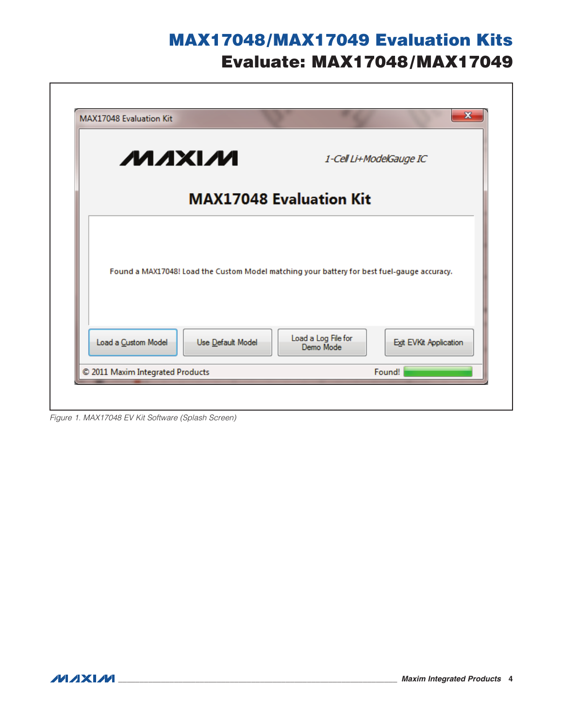MAX17048 Evaluation Kit

1-Cell Li+ModelGauge IC

MAX17048 Evaluation Kit

Found a MAX17048! Load the Custom Model matching your battery for best fuel-gauge accuracy.

Load a Custom Model

Use Default Model

Load a Log File for Demo Mode

Exit EVKit Application

© 2011 Maxim Integrated Products

Found!

*Figure 1. MAX17048 EV Kit Software (Splash Screen)*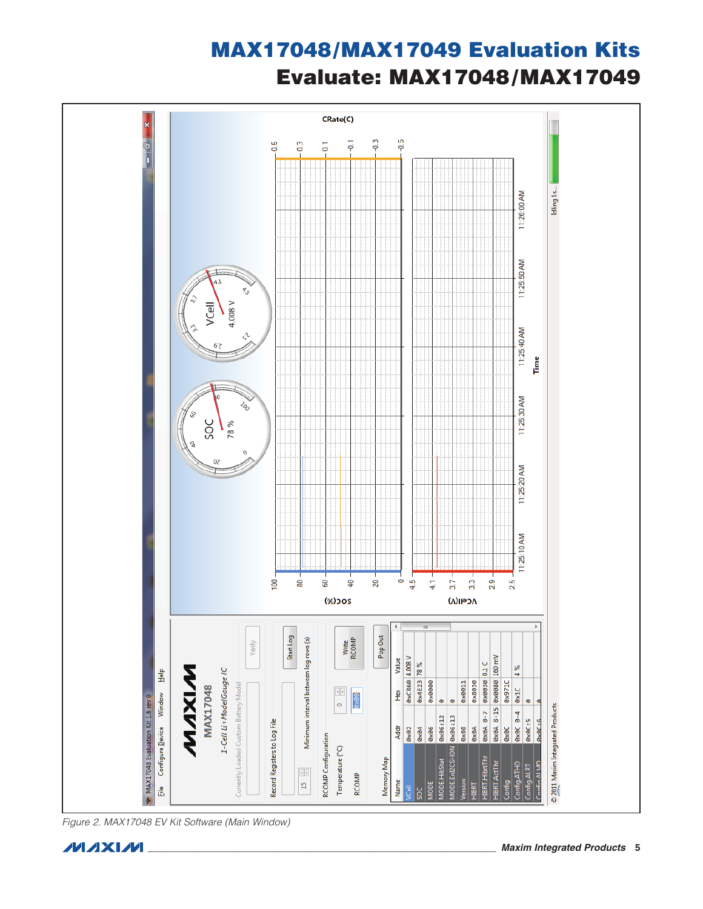Figure 2. MAX17048 EV Kit Software (Main Window)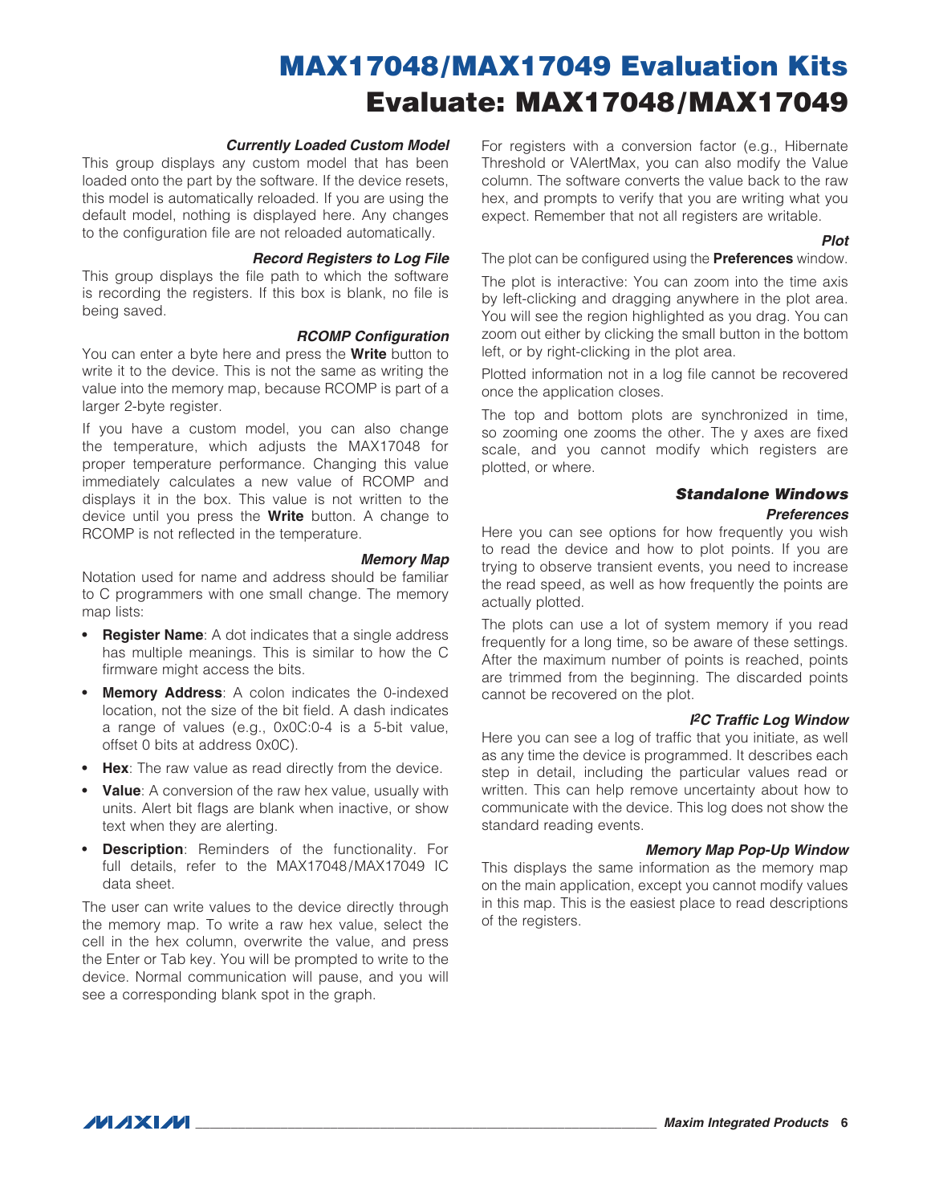#### Currently Loaded Custom Model

This group displays any custom model that has been loaded onto the part by the software. If the device resets, this model is automatically reloaded. If you are using the default model, nothing is displayed here. Any changes to the configuration file are not reloaded automatically.

#### Record Registers to Log File

This group displays the file path to which the software is recording the registers. If this box is blank, no file is being saved.

#### RCOMP Configuration

You can enter a byte here and press the **Write** button to write it to the device. This is not the same as writing the value into the memory map, because RCOMP is part of a larger 2-byte register.

If you have a custom model, you can also change the temperature, which adjusts the MAX17048 for proper temperature performance. Changing this value immediately calculates a new value of RCOMP and displays it in the box. This value is not written to the device until you press the **Write** button. A change to RCOMP is not reflected in the temperature.

#### Memory Map

Notation used for name and address should be familiar to C programmers with one small change. The memory map lists:

- **Register Name**: A dot indicates that a single address has multiple meanings. This is similar to how the C firmware might access the bits.
- **Memory Address**: A colon indicates the 0-indexed location, not the size of the bit field. A dash indicates a range of values (e.g., 0x0C:0-4 is a 5-bit value, offset 0 bits at address 0x0C).
- **Hex**: The raw value as read directly from the device.
- **Value**: A conversion of the raw hex value, usually with units. Alert bit flags are blank when inactive, or show text when they are alerting.
- **Description**: Reminders of the functionality. For full details, refer to the MAX17048/MAX17049 IC data sheet.

The user can write values to the device directly through the memory map. To write a raw hex value, select the cell in the hex column, overwrite the value, and press the Enter or Tab key. You will be prompted to write to the device. Normal communication will pause, and you will see a corresponding blank spot in the graph.

For registers with a conversion factor (e.g., Hibernate Threshold or VAlertMax, you can also modify the Value column. The software converts the value back to the raw hex, and prompts to verify that you are writing what you expect. Remember that not all registers are writable.

#### Plot

The plot can be configured using the **Preferences** window.

The plot is interactive: You can zoom into the time axis by left-clicking and dragging anywhere in the plot area. You will see the region highlighted as you drag. You can zoom out either by clicking the small button in the bottom left, or by right-clicking in the plot area.

Plotted information not in a log file cannot be recovered once the application closes.

The top and bottom plots are synchronized in time, so zooming one zooms the other. The y axes are fixed scale, and you cannot modify which registers are plotted, or where.

### Standalone Windows

#### Preferences

Here you can see options for how frequently you wish to read the device and how to plot points. If you are trying to observe transient events, you need to increase the read speed, as well as how frequently the points are actually plotted.

The plots can use a lot of system memory if you read frequently for a long time, so be aware of these settings. After the maximum number of points is reached, points are trimmed from the beginning. The discarded points cannot be recovered on the plot.

#### I²C Traffic Log Window

Here you can see a log of traffic that you initiate, as well as any time the device is programmed. It describes each step in detail, including the particular values read or written. This can help remove uncertainty about how to communicate with the device. This log does not show the standard reading events.

#### Memory Map Pop-Up Window

This displays the same information as the memory map on the main application, except you cannot modify values in this map. This is the easiest place to read descriptions of the registers.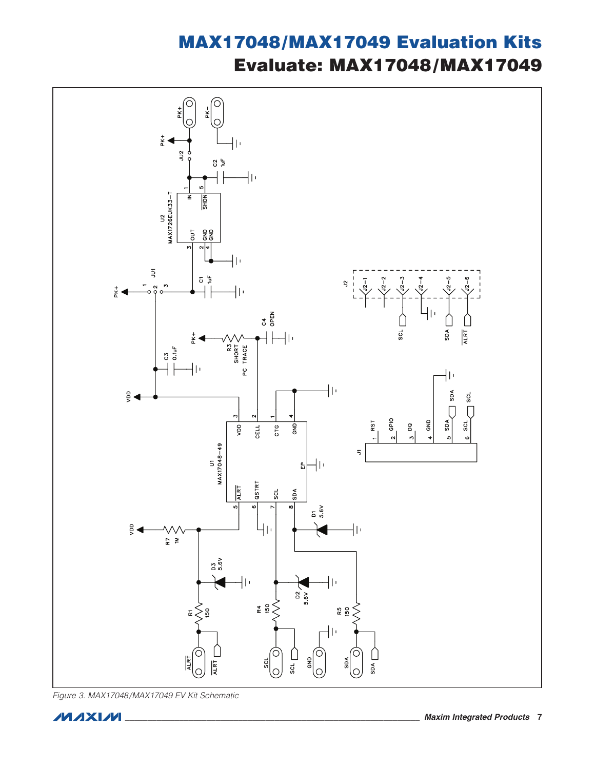## Evaluate: MAX17048/MAX17049

Figure 3. MAX17048/MAX17049 EV Kit Schematic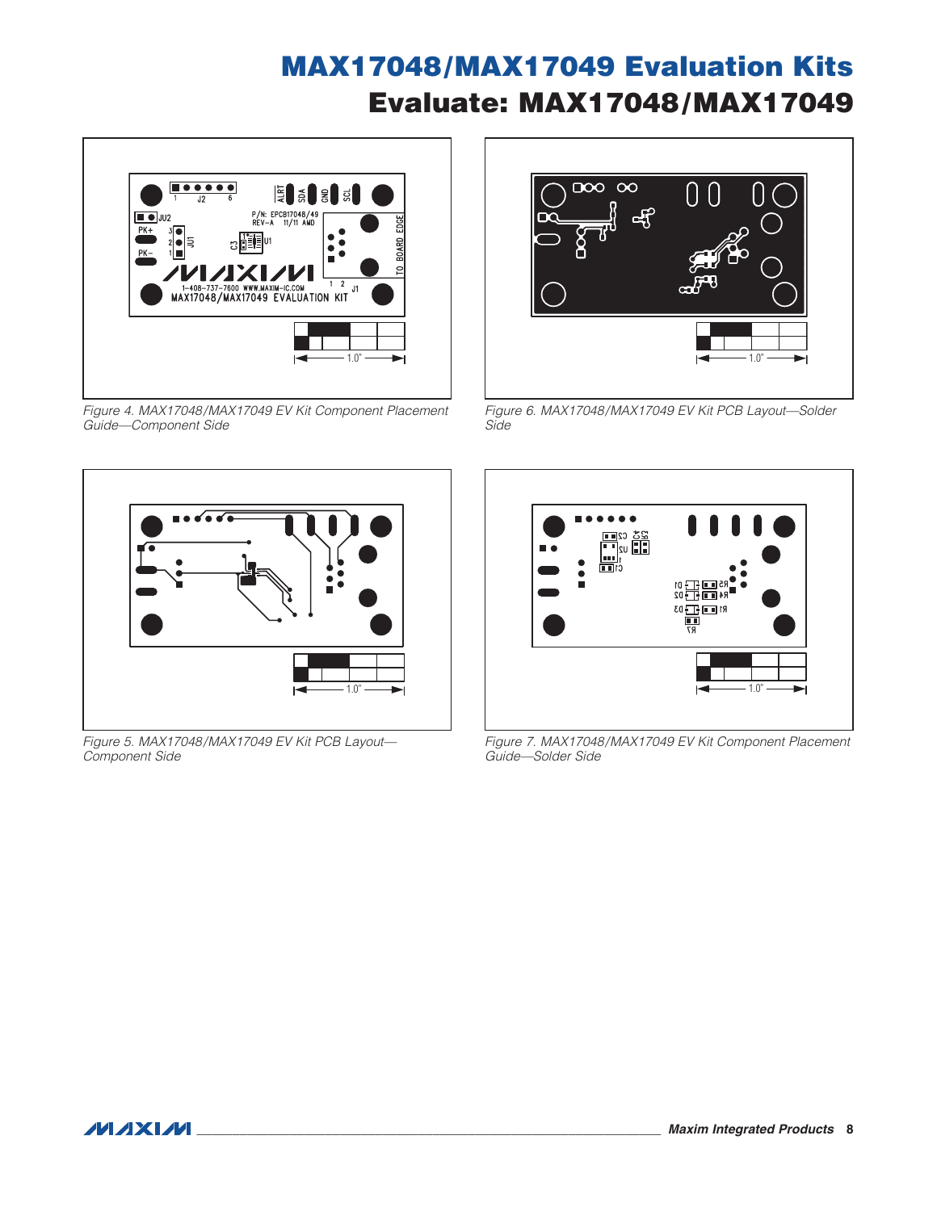Figure 4. MAX17048/MAX17049 EV Kit Component Placement Guide—Component Side

Figure 6. MAX17048/MAX17049 EV Kit PCB Layout—Solder Side

Figure 5. MAX17048/MAX17049 EV Kit PCB Layout—Component Side

Figure 7. MAX17048/MAX17049 EV Kit Component Placement Guide—Solder Side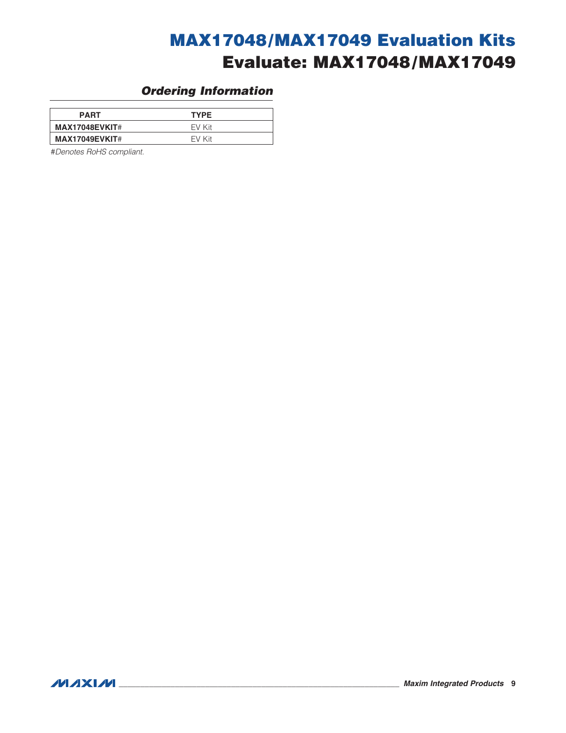## Ordering Information

| PART | TYPE |
|---|---|
| **MAX17048EVKIT#** | EV Kit |
| **MAX17049EVKIT#** | EV Kit |

#*Denotes RoHS compliant.*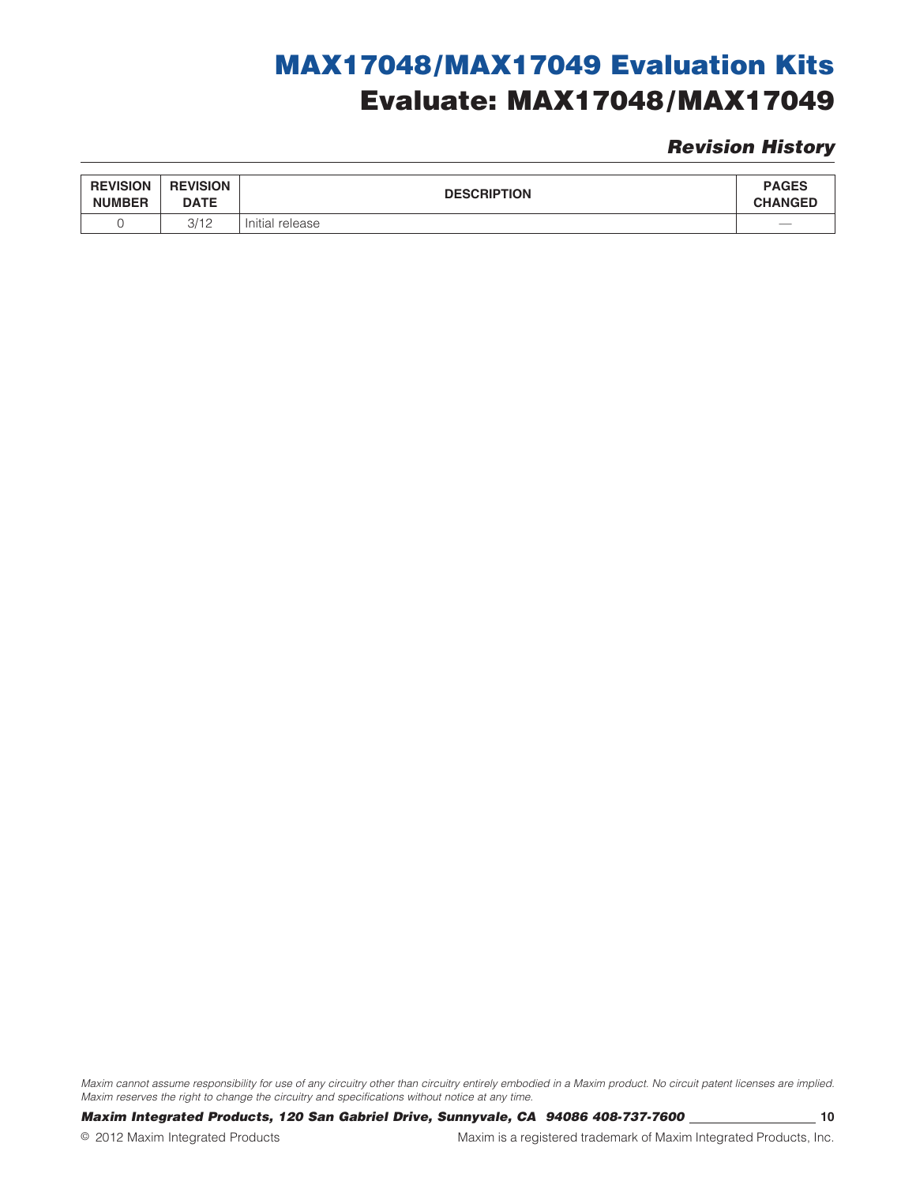## Revision History

| REVISION NUMBER | REVISION DATE | DESCRIPTION | PAGES CHANGED |
|---|---|---|---|
| 0 | 3/12 | Initial release | — |

*Maxim cannot assume responsibility for use of any circuitry other than circuitry entirely embodied in a Maxim product. No circuit patent licenses are implied. Maxim reserves the right to change the circuitry and specifications without notice at any time.*

***Maxim Integrated Products, 120 San Gabriel Drive, Sunnyvale, CA 94086 408-737-7600***

© 2012 Maxim Integrated Products

Maxim is a registered trademark of Maxim Integrated Products, Inc.